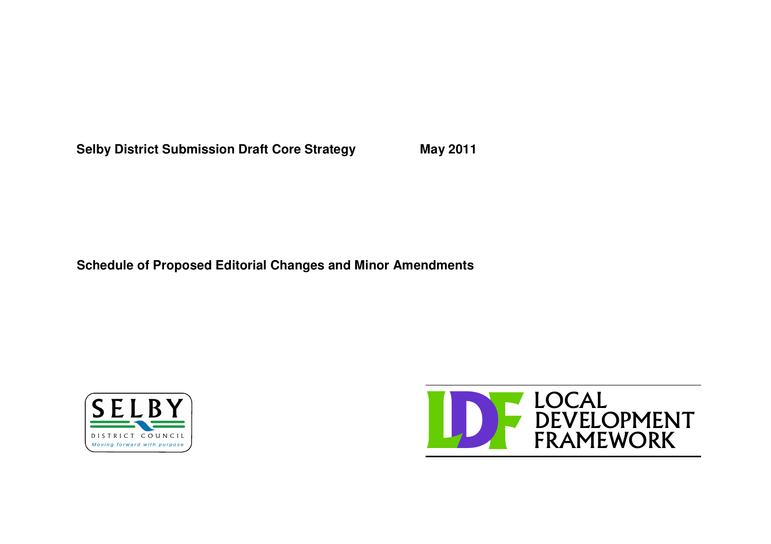**Selby District Submission Draft Core Strategy** **May 2011**

# Schedule of Proposed Editorial Changes and Minor Amendments

SELBY

DISTRICT COUNCIL

*Moving forward with purpose*

LDF LOCAL DEVELOPMENT FRAMEWORK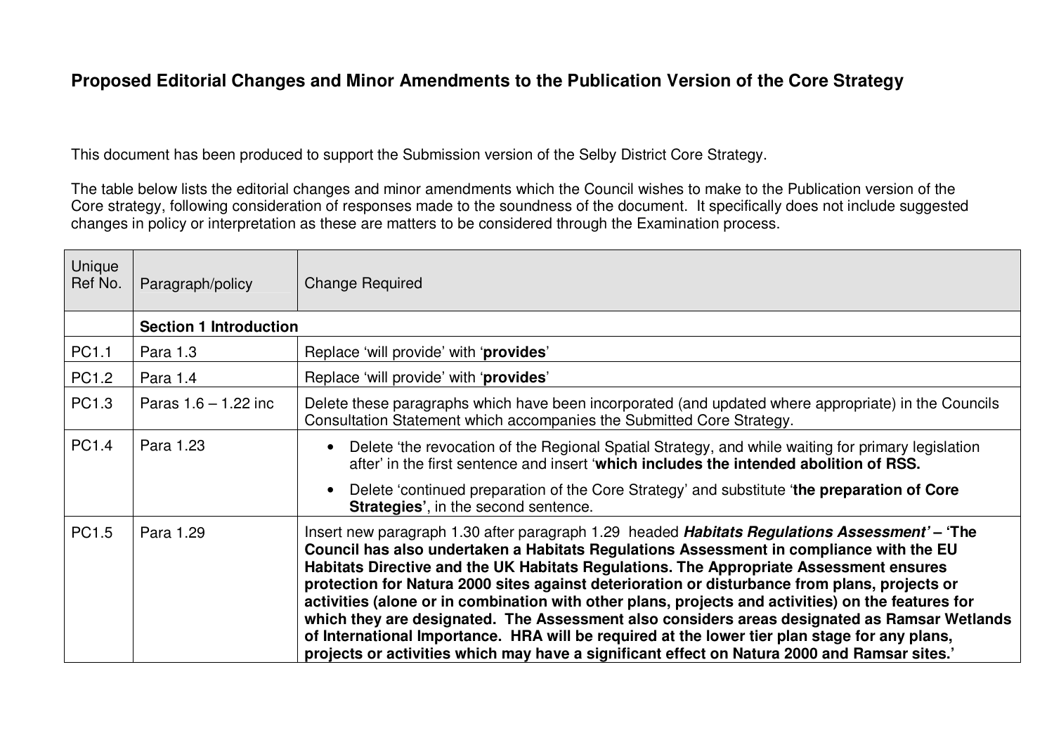## Proposed Editorial Changes and Minor Amendments to the Publication Version of the Core Strategy

This document has been produced to support the Submission version of the Selby District Core Strategy.

The table below lists the editorial changes and minor amendments which the Council wishes to make to the Publication version of the Core strategy, following consideration of responses made to the soundness of the document. It specifically does not include suggested changes in policy or interpretation as these are matters to be considered through the Examination process.

| Unique Ref No. | Paragraph/policy | Change Required |
|---|---|---|
| | **Section 1 Introduction** | |
| PC1.1 | Para 1.3 | Replace 'will provide' with '**provides**' |
| PC1.2 | Para 1.4 | Replace 'will provide' with '**provides**' |
| PC1.3 | Paras 1.6 – 1.22 inc | Delete these paragraphs which have been incorporated (and updated where appropriate) in the Councils Consultation Statement which accompanies the Submitted Core Strategy. |
| PC1.4 | Para 1.23 | • Delete 'the revocation of the Regional Spatial Strategy, and while waiting for primary legislation after' in the first sentence and insert '**which includes the intended abolition of RSS.**<br>• Delete 'continued preparation of the Core Strategy' and substitute '**the preparation of Core Strategies'**, in the second sentence. |
| PC1.5 | Para 1.29 | Insert new paragraph 1.30 after paragraph 1.29 headed ***Habitats Regulations Assessment'* – 'The Council has also undertaken a Habitats Regulations Assessment in compliance with the EU Habitats Directive and the UK Habitats Regulations. The Appropriate Assessment ensures protection for Natura 2000 sites against deterioration or disturbance from plans, projects or activities (alone or in combination with other plans, projects and activities) on the features for which they are designated. The Assessment also considers areas designated as Ramsar Wetlands of International Importance. HRA will be required at the lower tier plan stage for any plans, projects or activities which may have a significant effect on Natura 2000 and Ramsar sites.'** |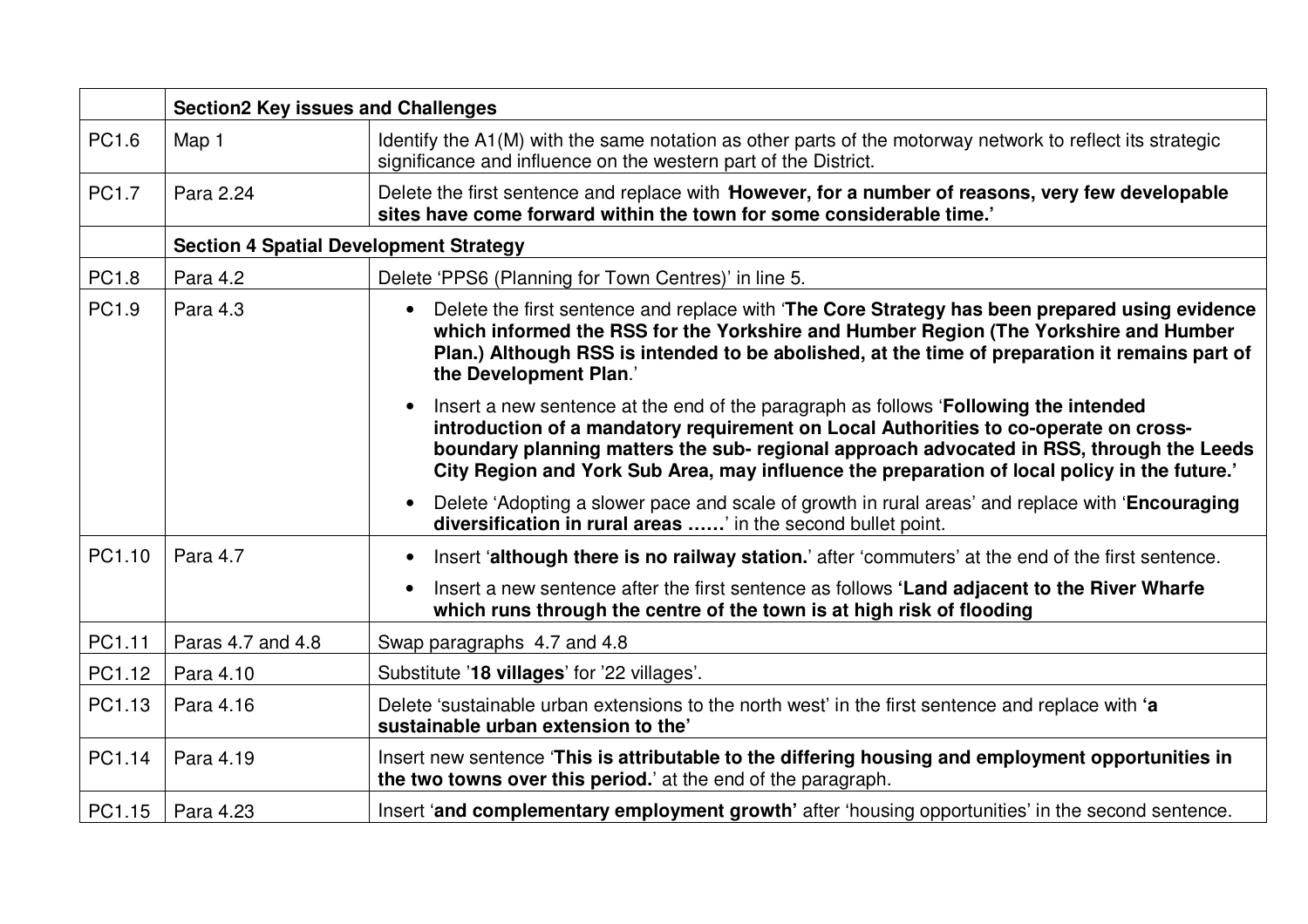| | | |
|---|---|---|
| | **Section2 Key issues and Challenges** | |
| PC1.6 | Map 1 | Identify the A1(M) with the same notation as other parts of the motorway network to reflect its strategic significance and influence on the western part of the District. |
| PC1.7 | Para 2.24 | Delete the first sentence and replace with '**However, for a number of reasons, very few developable sites have come forward within the town for some considerable time.'** |
| | **Section 4 Spatial Development Strategy** | |
| PC1.8 | Para 4.2 | Delete 'PPS6 (Planning for Town Centres)' in line 5. |
| PC1.9 | Para 4.3 | • Delete the first sentence and replace with '**The Core Strategy has been prepared using evidence which informed the RSS for the Yorkshire and Humber Region (The Yorkshire and Humber Plan.) Although RSS is intended to be abolished, at the time of preparation it remains part of the Development Plan**.'<br>• Insert a new sentence at the end of the paragraph as follows '**Following the intended introduction of a mandatory requirement on Local Authorities to co-operate on cross-boundary planning matters the sub- regional approach advocated in RSS, through the Leeds City Region and York Sub Area, may influence the preparation of local policy in the future.'**<br>• Delete 'Adopting a slower pace and scale of growth in rural areas' and replace with '**Encouraging diversification in rural areas ……**' in the second bullet point. |
| PC1.10 | Para 4.7 | • Insert '**although there is no railway station.**' after 'commuters' at the end of the first sentence.<br>• Insert a new sentence after the first sentence as follows **'Land adjacent to the River Wharfe which runs through the centre of the town is at high risk of flooding** |
| PC1.11 | Paras 4.7 and 4.8 | Swap paragraphs 4.7 and 4.8 |
| PC1.12 | Para 4.10 | Substitute '**18 villages**' for '22 villages'. |
| PC1.13 | Para 4.16 | Delete 'sustainable urban extensions to the north west' in the first sentence and replace with **'a sustainable urban extension to the'** |
| PC1.14 | Para 4.19 | Insert new sentence '**This is attributable to the differing housing and employment opportunities in the two towns over this period.**' at the end of the paragraph. |
| PC1.15 | Para 4.23 | Insert '**and complementary employment growth'** after 'housing opportunities' in the second sentence. |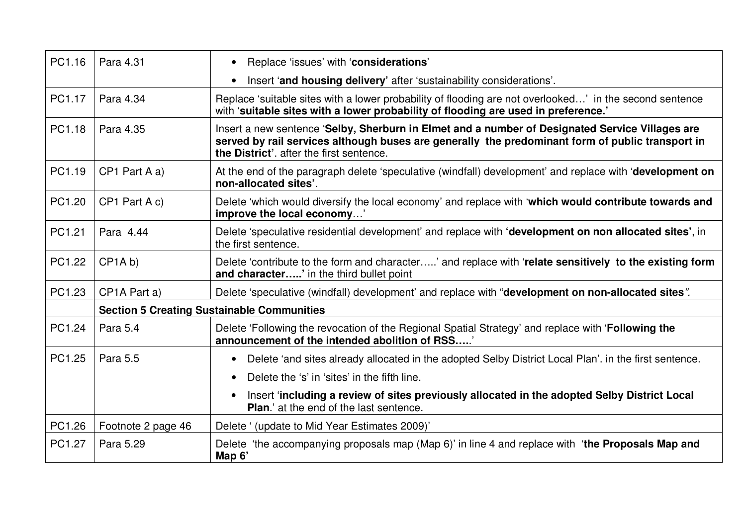| | | |
|---|---|---|
| PC1.16 | Para 4.31 | • Replace 'issues' with '**considerations**'<br>• Insert '**and housing delivery'** after 'sustainability considerations'. |
| PC1.17 | Para 4.34 | Replace 'suitable sites with a lower probability of flooding are not overlooked…' in the second sentence with '**suitable sites with a lower probability of flooding are used in preference.'** |
| PC1.18 | Para 4.35 | Insert a new sentence '**Selby, Sherburn in Elmet and a number of Designated Service Villages are served by rail services although buses are generally the predominant form of public transport in the District'**. after the first sentence. |
| PC1.19 | CP1 Part A a) | At the end of the paragraph delete 'speculative (windfall) development' and replace with '**development on non-allocated sites'**. |
| PC1.20 | CP1 Part A c) | Delete 'which would diversify the local economy' and replace with '**which would contribute towards and improve the local economy**…' |
| PC1.21 | Para 4.44 | Delete 'speculative residential development' and replace with **'development on non allocated sites'**, in the first sentence. |
| PC1.22 | CP1A b) | Delete 'contribute to the form and character…..' and replace with '**relate sensitively to the existing form and character…..'** in the third bullet point |
| PC1.23 | CP1A Part a) | Delete 'speculative (windfall) development' and replace with "**development on non-allocated sites**". |
| | **Section 5 Creating Sustainable Communities** | |
| PC1.24 | Para 5.4 | Delete 'Following the revocation of the Regional Spatial Strategy' and replace with '**Following the announcement of the intended abolition of RSS…..**' |
| PC1.25 | Para 5.5 | • Delete 'and sites already allocated in the adopted Selby District Local Plan'. in the first sentence.<br>• Delete the 's' in 'sites' in the fifth line.<br>• Insert '**including a review of sites previously allocated in the adopted Selby District Local Plan**.' at the end of the last sentence. |
| PC1.26 | Footnote 2 page 46 | Delete ' (update to Mid Year Estimates 2009)' |
| PC1.27 | Para 5.29 | Delete 'the accompanying proposals map (Map 6)' in line 4 and replace with '**the Proposals Map and Map 6'** |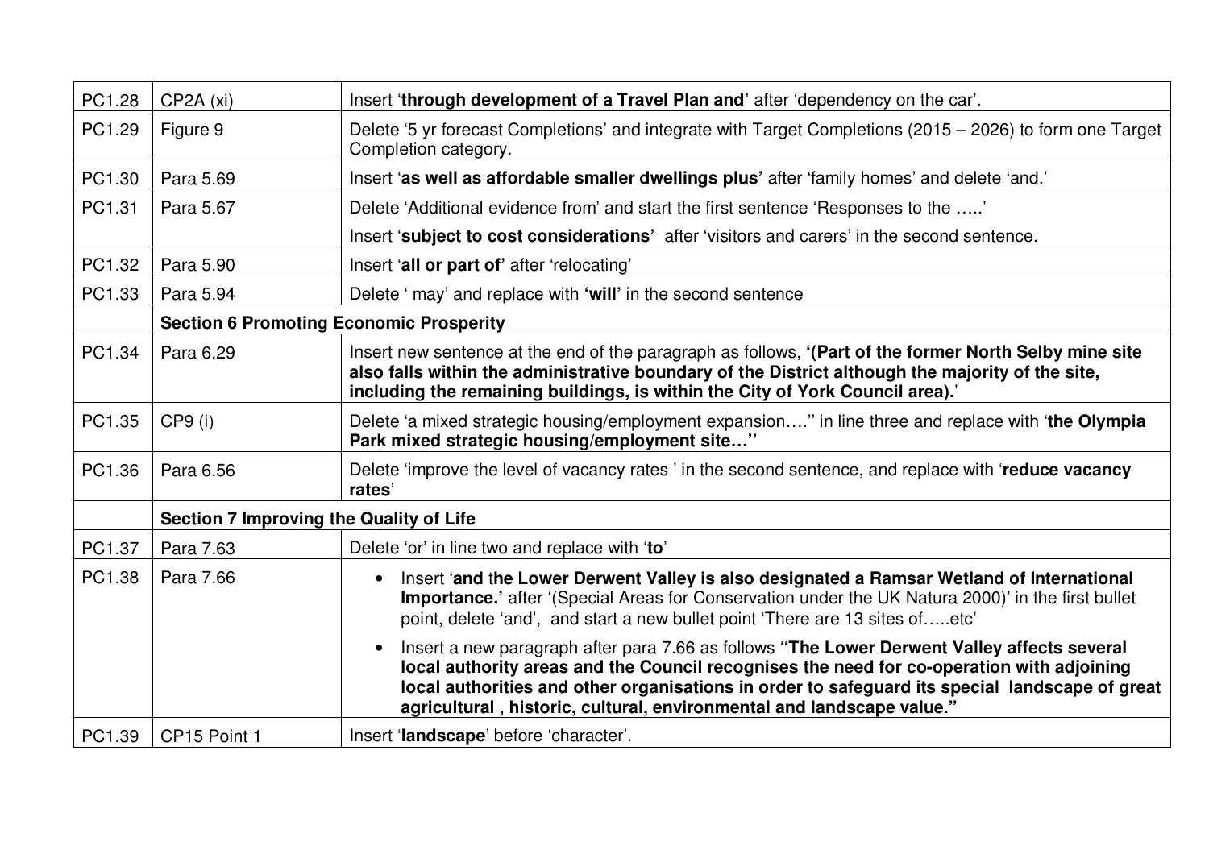| PC1.28 | CP2A (xi) | Insert '**through development of a Travel Plan and**' after 'dependency on the car'. |
|---|---|---|
| PC1.29 | Figure 9 | Delete '5 yr forecast Completions' and integrate with Target Completions (2015 – 2026) to form one Target Completion category. |
| PC1.30 | Para 5.69 | Insert '**as well as affordable smaller dwellings plus**' after 'family homes' and delete 'and.' |
| PC1.31 | Para 5.67 | Delete 'Additional evidence from' and start the first sentence 'Responses to the .....'<br>Insert '**subject to cost considerations**' after 'visitors and carers' in the second sentence. |
| PC1.32 | Para 5.90 | Insert '**all or part of**' after 'relocating' |
| PC1.33 | Para 5.94 | Delete ' may' and replace with '**will**' in the second sentence |
| | **Section 6 Promoting Economic Prosperity** | |
| PC1.34 | Para 6.29 | Insert new sentence at the end of the paragraph as follows, '**(Part of the former North Selby mine site also falls within the administrative boundary of the District although the majority of the site, including the remaining buildings, is within the City of York Council area).**' |
| PC1.35 | CP9 (i) | Delete 'a mixed strategic housing/employment expansion....'' in line three and replace with '**the Olympia Park mixed strategic housing/employment site...''** |
| PC1.36 | Para 6.56 | Delete 'improve the level of vacancy rates ' in the second sentence, and replace with '**reduce vacancy rates**' |
| | **Section 7 Improving the Quality of Life** | |
| PC1.37 | Para 7.63 | Delete 'or' in line two and replace with '**to**' |
| PC1.38 | Para 7.66 | • Insert '**and the Lower Derwent Valley is also designated a Ramsar Wetland of International Importance.**' after '(Special Areas for Conservation under the UK Natura 2000)' in the first bullet point, delete 'and', and start a new bullet point 'There are 13 sites of.....etc'<br>• Insert a new paragraph after para 7.66 as follows **"The Lower Derwent Valley affects several local authority areas and the Council recognises the need for co-operation with adjoining local authorities and other organisations in order to safeguard its special landscape of great agricultural , historic, cultural, environmental and landscape value."** |
| PC1.39 | CP15 Point 1 | Insert '**landscape**' before 'character'. |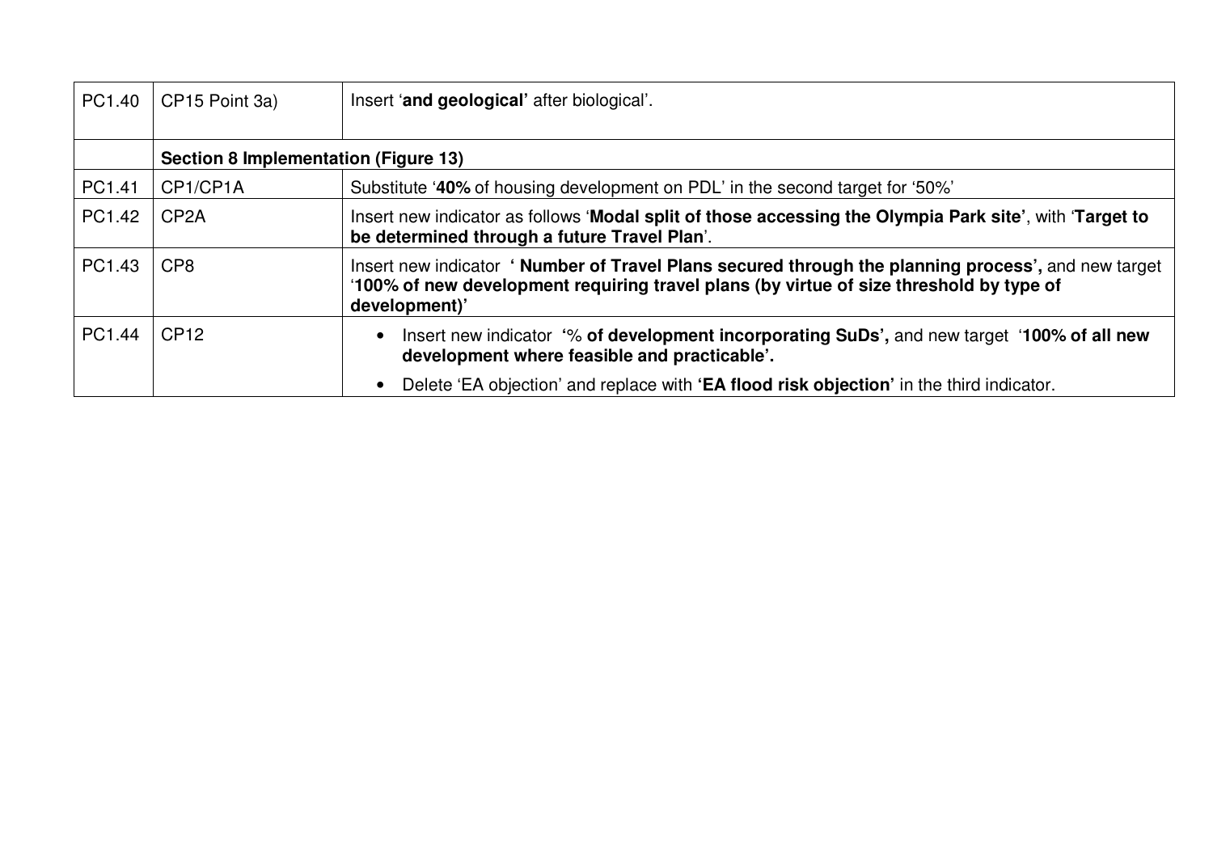| | | |
|---|---|---|
| PC1.40 | CP15 Point 3a) | Insert '**and geological**' after biological'. |
| | **Section 8 Implementation (Figure 13)** | |
| PC1.41 | CP1/CP1A | Substitute '**40%** of housing development on PDL' in the second target for '50%' |
| PC1.42 | CP2A | Insert new indicator as follows '**Modal split of those accessing the Olympia Park site**', with '**Target to be determined through a future Travel Plan**'. |
| PC1.43 | CP8 | Insert new indicator **' Number of Travel Plans secured through the planning process',** and new target '**100% of new development requiring travel plans (by virtue of size threshold by type of development)'** |
| PC1.44 | CP12 | • Insert new indicator **'% of development incorporating SuDs',** and new target '**100% of all new development where feasible and practicable'.** <br> • Delete 'EA objection' and replace with **'EA flood risk objection'** in the third indicator. |